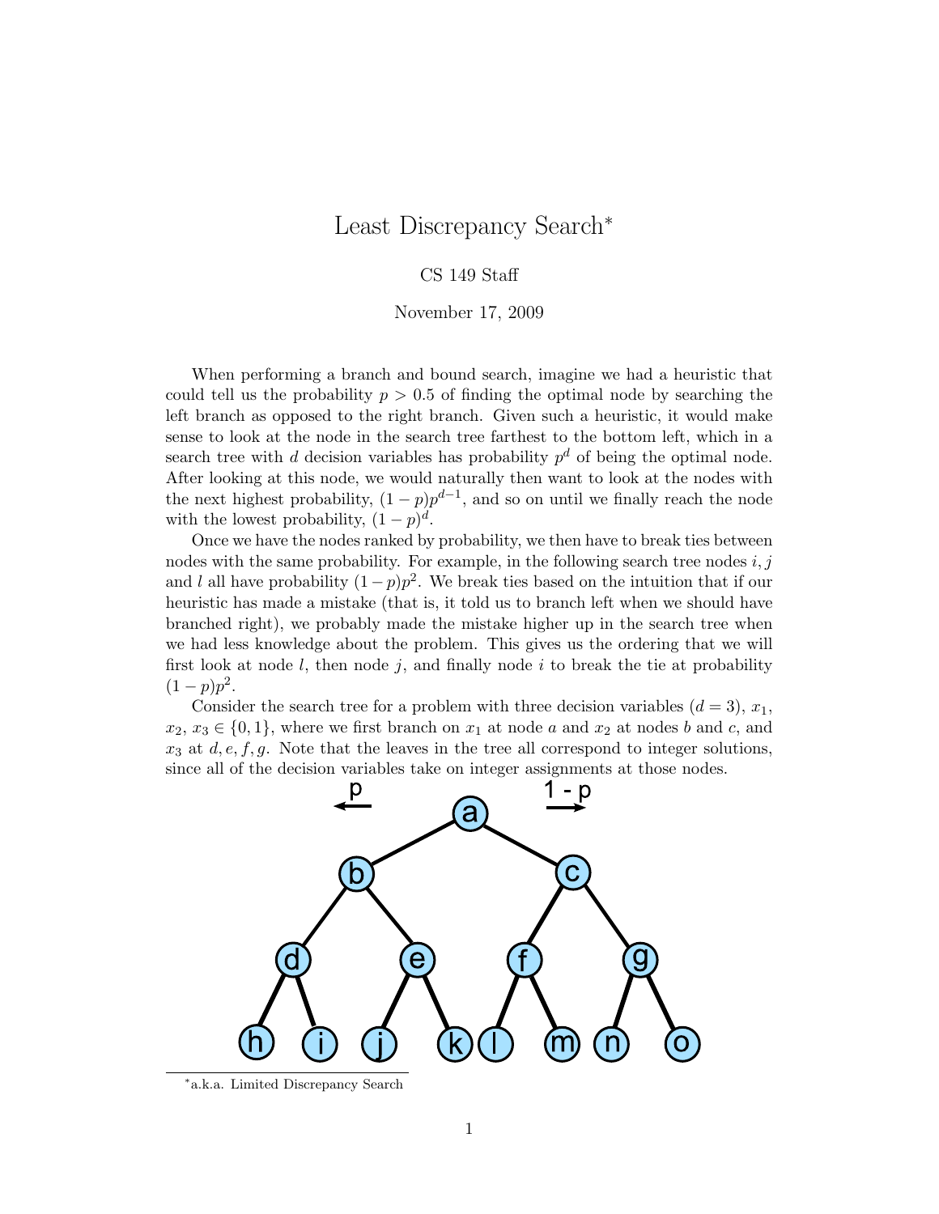# Least Discrepancy Search*

CS 149 Staff

November 17, 2009

When performing a branch and bound search, imagine we had a heuristic that could tell us the probability $p > 0.5$ of finding the optimal node by searching the left branch as opposed to the right branch. Given such a heuristic, it would make sense to look at the node in the search tree farthest to the bottom left, which in a search tree with $d$ decision variables has probability $p^d$ of being the optimal node. After looking at this node, we would naturally then want to look at the nodes with the next highest probability, $(1-p)p^{d-1}$, and so on until we finally reach the node with the lowest probability, $(1-p)^d$.

Once we have the nodes ranked by probability, we then have to break ties between nodes with the same probability. For example, in the following search tree nodes $i, j$ and $l$ all have probability $(1-p)p^2$. We break ties based on the intuition that if our heuristic has made a mistake (that is, it told us to branch left when we should have branched right), we probably made the mistake higher up in the search tree when we had less knowledge about the problem. This gives us the ordering that we will first look at node $l$, then node $j$, and finally node $i$ to break the tie at probability $(1-p)p^2$.

Consider the search tree for a problem with three decision variables ($d = 3$), $x_1$, $x_2$, $x_3 \in \{0, 1\}$, where we first branch on $x_1$ at node $a$ and $x_2$ at nodes $b$ and $c$, and $x_3$ at $d, e, f, g$. Note that the leaves in the tree all correspond to integer solutions, since all of the decision variables take on integer assignments at those nodes.

*a.k.a. Limited Discrepancy Search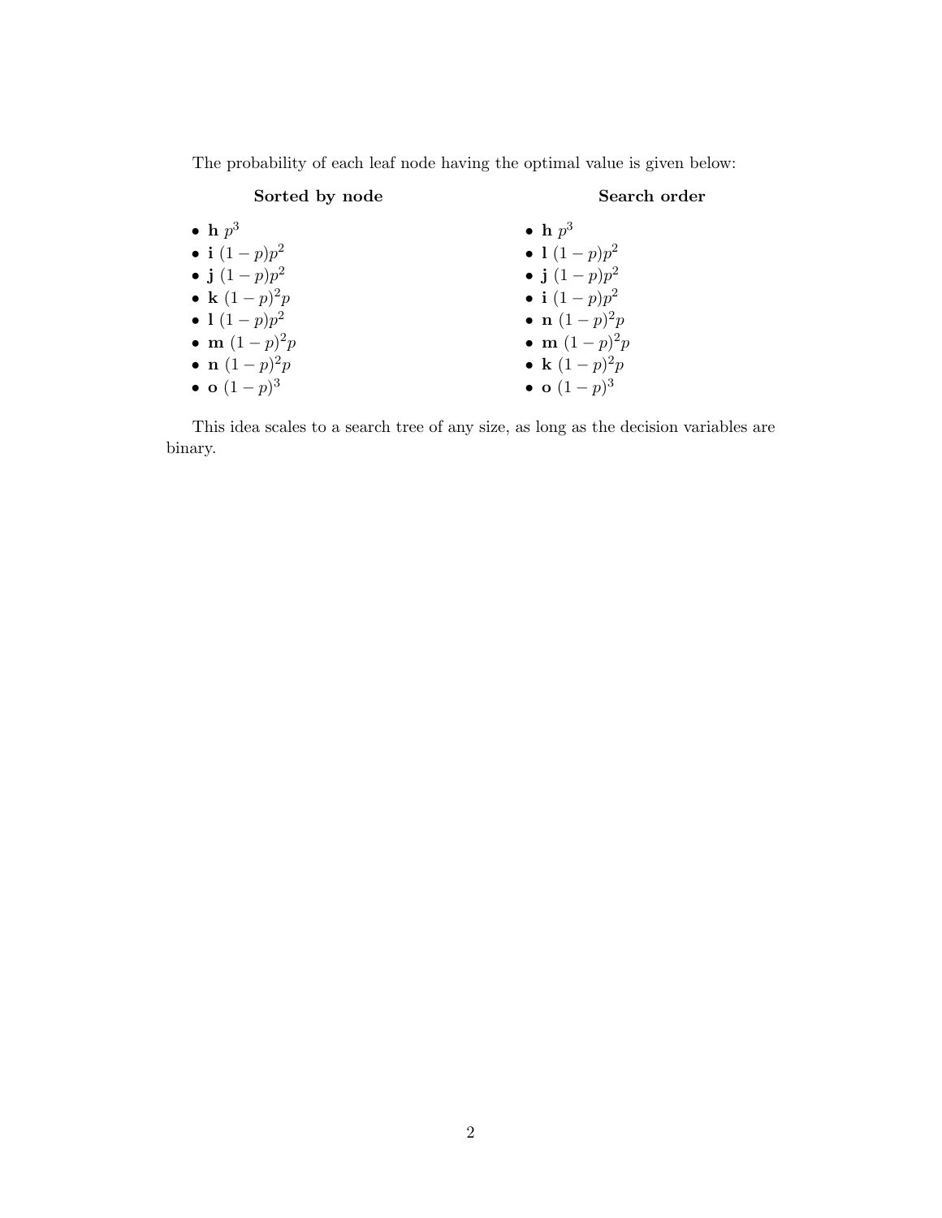The probability of each leaf node having the optimal value is given below:

**Sorted by node**

- **h** $p^3$
- **i** $(1-p)p^2$
- **j** $(1-p)p^2$
- **k** $(1-p)^2p$
- **l** $(1-p)p^2$
- **m** $(1-p)^2p$
- **n** $(1-p)^2p$
- **o** $(1-p)^3$

**Search order**

- **h** $p^3$
- **l** $(1-p)p^2$
- **j** $(1-p)p^2$
- **i** $(1-p)p^2$
- **n** $(1-p)^2p$
- **m** $(1-p)^2p$
- **k** $(1-p)^2p$
- **o** $(1-p)^3$

This idea scales to a search tree of any size, as long as the decision variables are binary.